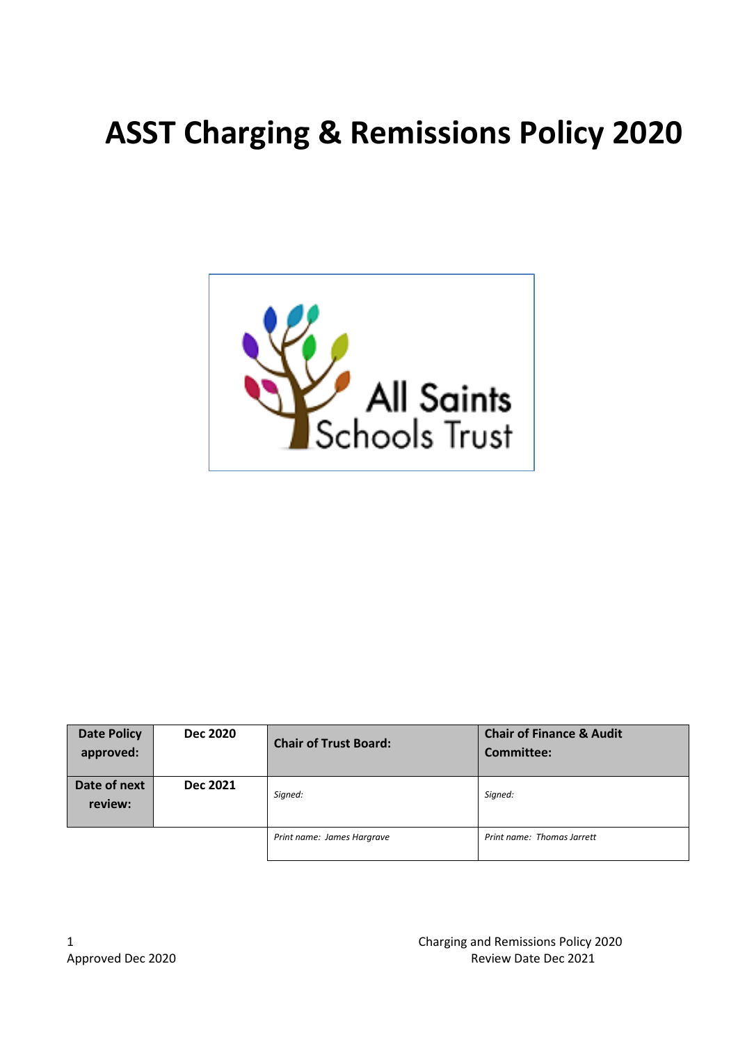# ASST Charging & Remissions Policy 2020

All Saints Schools Trust

| Date Policy approved: | Dec 2020 | Chair of Trust Board: | Chair of Finance & Audit Committee: |
|---|---|---|---|
| Date of next review: | Dec 2021 | *Signed:* | *Signed:* |
| | | *Print name: James Hargrave* | *Print name: Thomas Jarrett* |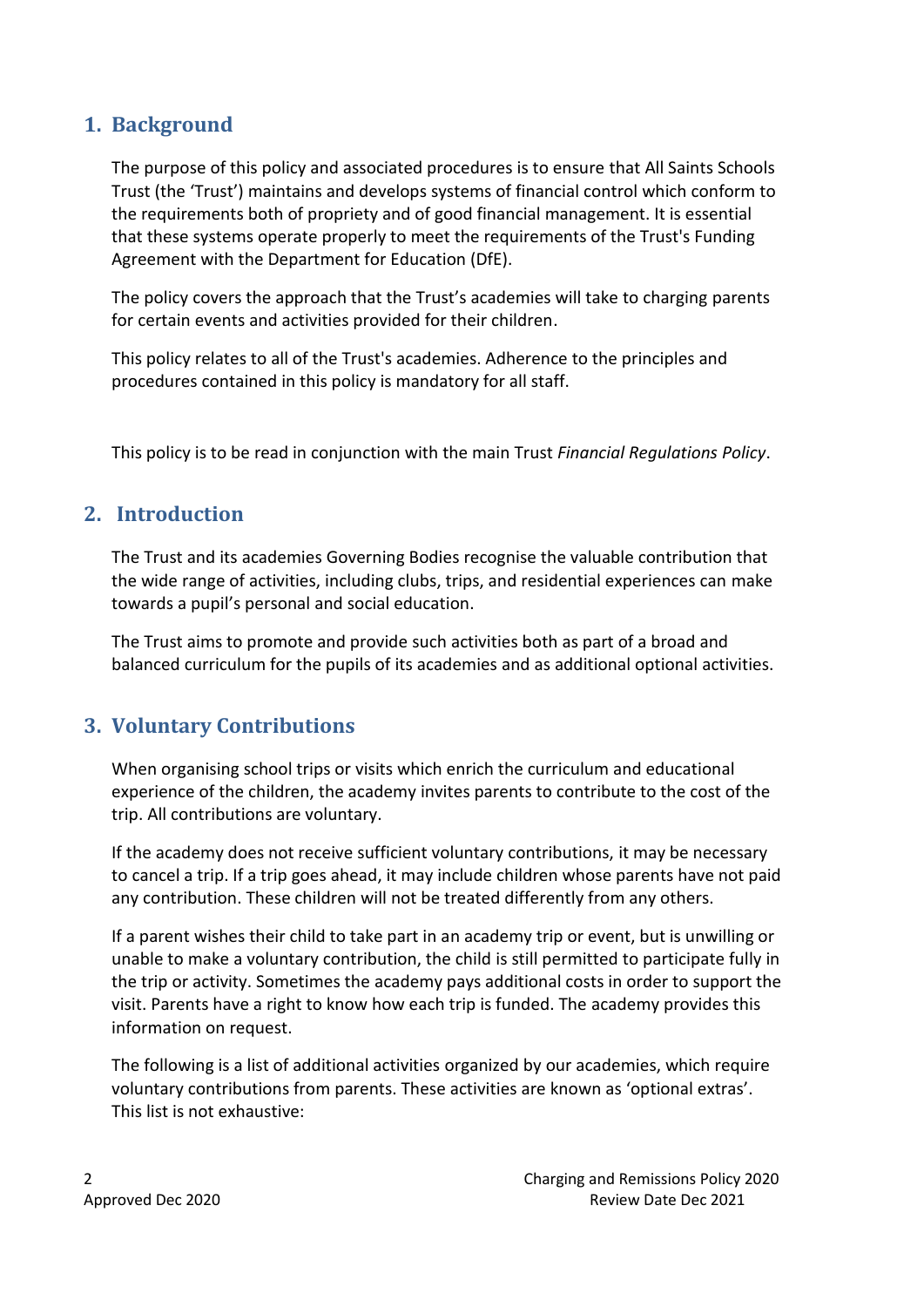## 1. Background

The purpose of this policy and associated procedures is to ensure that All Saints Schools Trust (the 'Trust') maintains and develops systems of financial control which conform to the requirements both of propriety and of good financial management. It is essential that these systems operate properly to meet the requirements of the Trust's Funding Agreement with the Department for Education (DfE).

The policy covers the approach that the Trust's academies will take to charging parents for certain events and activities provided for their children.

This policy relates to all of the Trust's academies. Adherence to the principles and procedures contained in this policy is mandatory for all staff.

This policy is to be read in conjunction with the main Trust *Financial Regulations Policy*.

## 2. Introduction

The Trust and its academies Governing Bodies recognise the valuable contribution that the wide range of activities, including clubs, trips, and residential experiences can make towards a pupil's personal and social education.

The Trust aims to promote and provide such activities both as part of a broad and balanced curriculum for the pupils of its academies and as additional optional activities.

## 3. Voluntary Contributions

When organising school trips or visits which enrich the curriculum and educational experience of the children, the academy invites parents to contribute to the cost of the trip. All contributions are voluntary.

If the academy does not receive sufficient voluntary contributions, it may be necessary to cancel a trip. If a trip goes ahead, it may include children whose parents have not paid any contribution. These children will not be treated differently from any others.

If a parent wishes their child to take part in an academy trip or event, but is unwilling or unable to make a voluntary contribution, the child is still permitted to participate fully in the trip or activity. Sometimes the academy pays additional costs in order to support the visit. Parents have a right to know how each trip is funded. The academy provides this information on request.

The following is a list of additional activities organized by our academies, which require voluntary contributions from parents. These activities are known as 'optional extras'. This list is not exhaustive: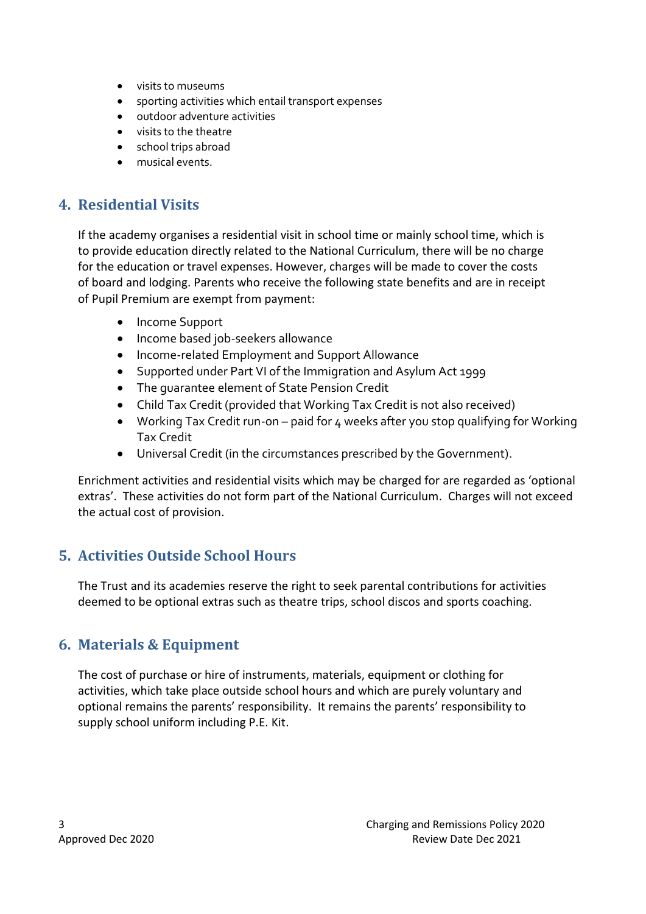- visits to museums
- sporting activities which entail transport expenses
- outdoor adventure activities
- visits to the theatre
- school trips abroad
- musical events.

## 4. Residential Visits

If the academy organises a residential visit in school time or mainly school time, which is to provide education directly related to the National Curriculum, there will be no charge for the education or travel expenses. However, charges will be made to cover the costs of board and lodging. Parents who receive the following state benefits and are in receipt of Pupil Premium are exempt from payment:

- Income Support
- Income based job-seekers allowance
- Income-related Employment and Support Allowance
- Supported under Part VI of the Immigration and Asylum Act 1999
- The guarantee element of State Pension Credit
- Child Tax Credit (provided that Working Tax Credit is not also received)
- Working Tax Credit run-on – paid for 4 weeks after you stop qualifying for Working Tax Credit
- Universal Credit (in the circumstances prescribed by the Government).

Enrichment activities and residential visits which may be charged for are regarded as 'optional extras'. These activities do not form part of the National Curriculum. Charges will not exceed the actual cost of provision.

## 5. Activities Outside School Hours

The Trust and its academies reserve the right to seek parental contributions for activities deemed to be optional extras such as theatre trips, school discos and sports coaching.

## 6. Materials & Equipment

The cost of purchase or hire of instruments, materials, equipment or clothing for activities, which take place outside school hours and which are purely voluntary and optional remains the parents' responsibility. It remains the parents' responsibility to supply school uniform including P.E. Kit.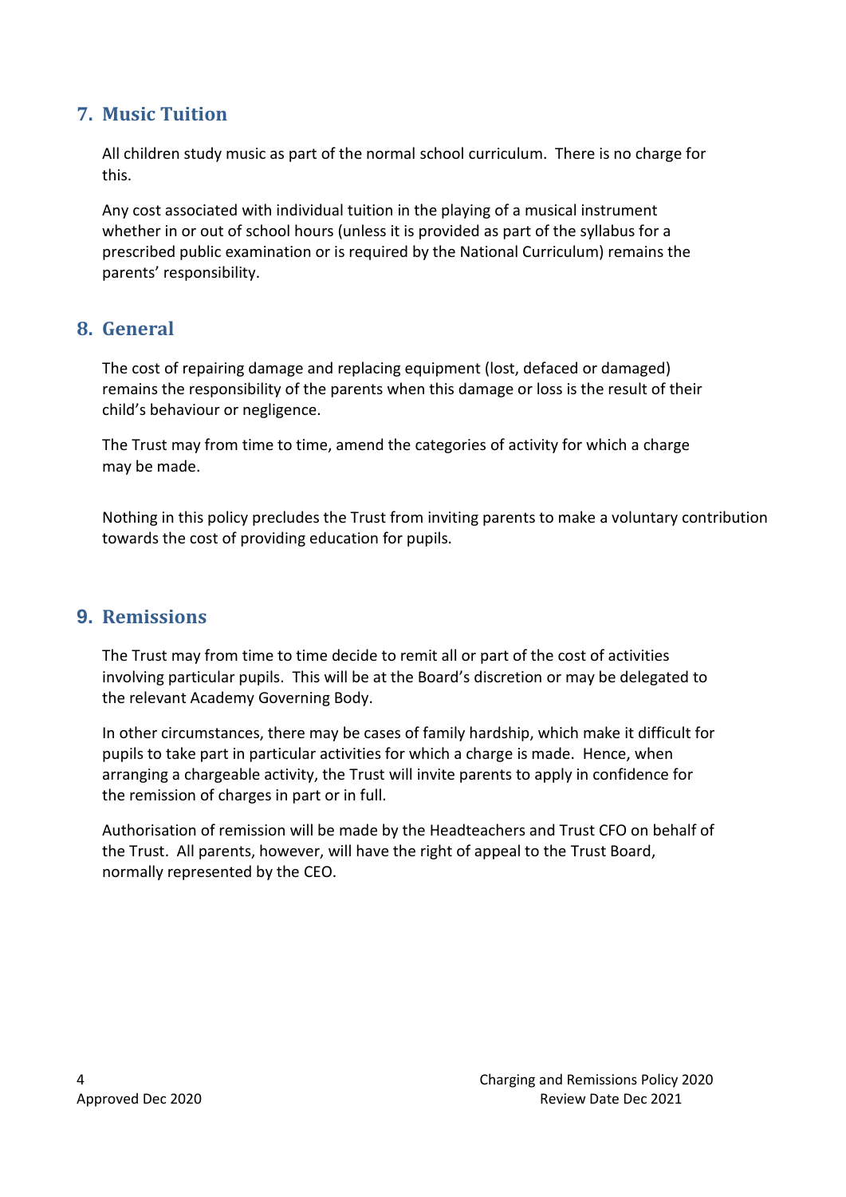## 7. Music Tuition

All children study music as part of the normal school curriculum. There is no charge for this.

Any cost associated with individual tuition in the playing of a musical instrument whether in or out of school hours (unless it is provided as part of the syllabus for a prescribed public examination or is required by the National Curriculum) remains the parents' responsibility.

## 8. General

The cost of repairing damage and replacing equipment (lost, defaced or damaged) remains the responsibility of the parents when this damage or loss is the result of their child's behaviour or negligence.

The Trust may from time to time, amend the categories of activity for which a charge may be made.

Nothing in this policy precludes the Trust from inviting parents to make a voluntary contribution towards the cost of providing education for pupils.

## 9. Remissions

The Trust may from time to time decide to remit all or part of the cost of activities involving particular pupils. This will be at the Board's discretion or may be delegated to the relevant Academy Governing Body.

In other circumstances, there may be cases of family hardship, which make it difficult for pupils to take part in particular activities for which a charge is made. Hence, when arranging a chargeable activity, the Trust will invite parents to apply in confidence for the remission of charges in part or in full.

Authorisation of remission will be made by the Headteachers and Trust CFO on behalf of the Trust. All parents, however, will have the right of appeal to the Trust Board, normally represented by the CEO.